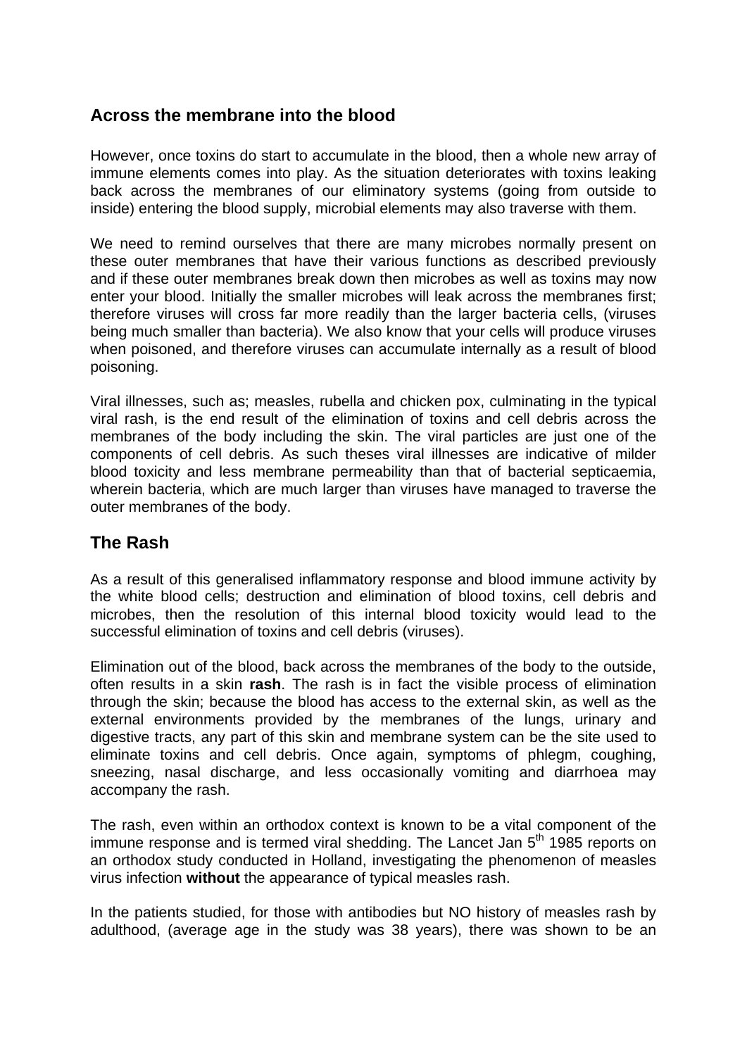## Across the membrane into the blood

However, once toxins do start to accumulate in the blood, then a whole new array of immune elements comes into play. As the situation deteriorates with toxins leaking back across the membranes of our eliminatory systems (going from outside to inside) entering the blood supply, microbial elements may also traverse with them.

We need to remind ourselves that there are many microbes normally present on these outer membranes that have their various functions as described previously and if these outer membranes break down then microbes as well as toxins may now enter your blood. Initially the smaller microbes will leak across the membranes first; therefore viruses will cross far more readily than the larger bacteria cells, (viruses being much smaller than bacteria). We also know that your cells will produce viruses when poisoned, and therefore viruses can accumulate internally as a result of blood poisoning.

Viral illnesses, such as; measles, rubella and chicken pox, culminating in the typical viral rash, is the end result of the elimination of toxins and cell debris across the membranes of the body including the skin. The viral particles are just one of the components of cell debris. As such theses viral illnesses are indicative of milder blood toxicity and less membrane permeability than that of bacterial septicaemia, wherein bacteria, which are much larger than viruses have managed to traverse the outer membranes of the body.

## The Rash

As a result of this generalised inflammatory response and blood immune activity by the white blood cells; destruction and elimination of blood toxins, cell debris and microbes, then the resolution of this internal blood toxicity would lead to the successful elimination of toxins and cell debris (viruses).

Elimination out of the blood, back across the membranes of the body to the outside, often results in a skin **rash**. The rash is in fact the visible process of elimination through the skin; because the blood has access to the external skin, as well as the external environments provided by the membranes of the lungs, urinary and digestive tracts, any part of this skin and membrane system can be the site used to eliminate toxins and cell debris. Once again, symptoms of phlegm, coughing, sneezing, nasal discharge, and less occasionally vomiting and diarrhoea may accompany the rash.

The rash, even within an orthodox context is known to be a vital component of the immune response and is termed viral shedding. The Lancet Jan 5th 1985 reports on an orthodox study conducted in Holland, investigating the phenomenon of measles virus infection **without** the appearance of typical measles rash.

In the patients studied, for those with antibodies but NO history of measles rash by adulthood, (average age in the study was 38 years), there was shown to be an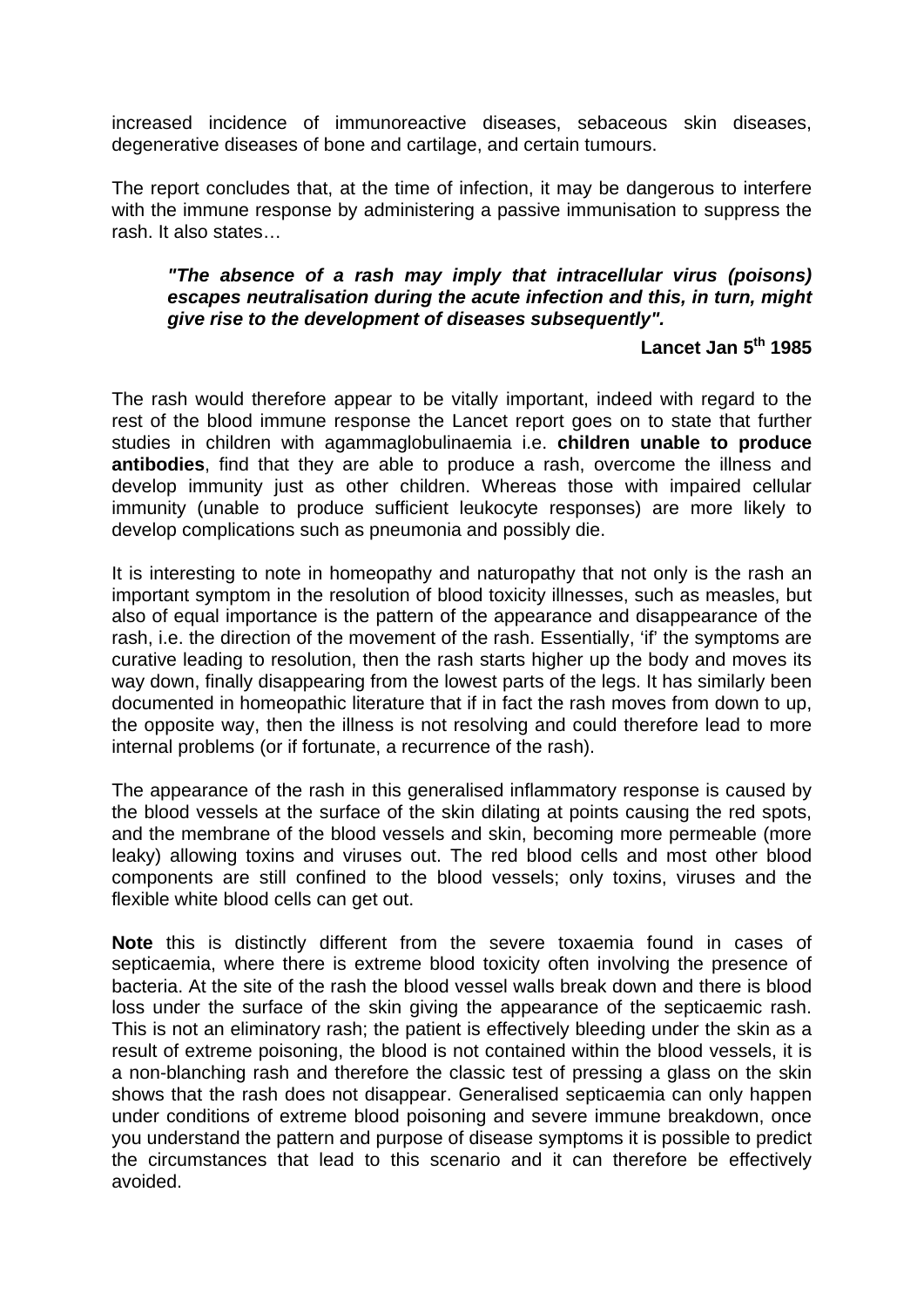increased incidence of immunoreactive diseases, sebaceous skin diseases, degenerative diseases of bone and cartilage, and certain tumours.

The report concludes that, at the time of infection, it may be dangerous to interfere with the immune response by administering a passive immunisation to suppress the rash. It also states…

> ***"The absence of a rash may imply that intracellular virus (poisons) escapes neutralisation during the acute infection and this, in turn, might give rise to the development of diseases subsequently".***
>
> **Lancet Jan 5th 1985**

The rash would therefore appear to be vitally important, indeed with regard to the rest of the blood immune response the Lancet report goes on to state that further studies in children with agammaglobulinaemia i.e. **children unable to produce antibodies**, find that they are able to produce a rash, overcome the illness and develop immunity just as other children. Whereas those with impaired cellular immunity (unable to produce sufficient leukocyte responses) are more likely to develop complications such as pneumonia and possibly die.

It is interesting to note in homeopathy and naturopathy that not only is the rash an important symptom in the resolution of blood toxicity illnesses, such as measles, but also of equal importance is the pattern of the appearance and disappearance of the rash, i.e. the direction of the movement of the rash. Essentially, 'if' the symptoms are curative leading to resolution, then the rash starts higher up the body and moves its way down, finally disappearing from the lowest parts of the legs. It has similarly been documented in homeopathic literature that if in fact the rash moves from down to up, the opposite way, then the illness is not resolving and could therefore lead to more internal problems (or if fortunate, a recurrence of the rash).

The appearance of the rash in this generalised inflammatory response is caused by the blood vessels at the surface of the skin dilating at points causing the red spots, and the membrane of the blood vessels and skin, becoming more permeable (more leaky) allowing toxins and viruses out. The red blood cells and most other blood components are still confined to the blood vessels; only toxins, viruses and the flexible white blood cells can get out.

**Note** this is distinctly different from the severe toxaemia found in cases of septicaemia, where there is extreme blood toxicity often involving the presence of bacteria. At the site of the rash the blood vessel walls break down and there is blood loss under the surface of the skin giving the appearance of the septicaemic rash. This is not an eliminatory rash; the patient is effectively bleeding under the skin as a result of extreme poisoning, the blood is not contained within the blood vessels, it is a non-blanching rash and therefore the classic test of pressing a glass on the skin shows that the rash does not disappear. Generalised septicaemia can only happen under conditions of extreme blood poisoning and severe immune breakdown, once you understand the pattern and purpose of disease symptoms it is possible to predict the circumstances that lead to this scenario and it can therefore be effectively avoided.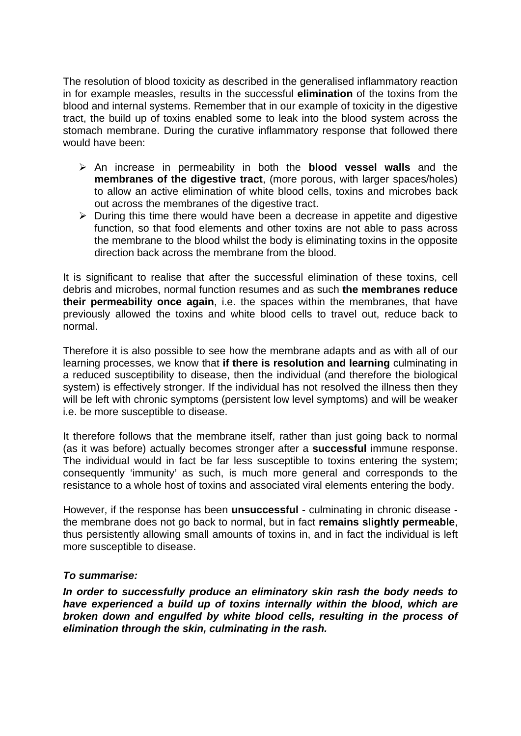The resolution of blood toxicity as described in the generalised inflammatory reaction in for example measles, results in the successful **elimination** of the toxins from the blood and internal systems. Remember that in our example of toxicity in the digestive tract, the build up of toxins enabled some to leak into the blood system across the stomach membrane. During the curative inflammatory response that followed there would have been:

- An increase in permeability in both the **blood vessel walls** and the **membranes of the digestive tract**, (more porous, with larger spaces/holes) to allow an active elimination of white blood cells, toxins and microbes back out across the membranes of the digestive tract.
- During this time there would have been a decrease in appetite and digestive function, so that food elements and other toxins are not able to pass across the membrane to the blood whilst the body is eliminating toxins in the opposite direction back across the membrane from the blood.

It is significant to realise that after the successful elimination of these toxins, cell debris and microbes, normal function resumes and as such **the membranes reduce their permeability once again**, i.e. the spaces within the membranes, that have previously allowed the toxins and white blood cells to travel out, reduce back to normal.

Therefore it is also possible to see how the membrane adapts and as with all of our learning processes, we know that **if there is resolution and learning** culminating in a reduced susceptibility to disease, then the individual (and therefore the biological system) is effectively stronger. If the individual has not resolved the illness then they will be left with chronic symptoms (persistent low level symptoms) and will be weaker i.e. be more susceptible to disease.

It therefore follows that the membrane itself, rather than just going back to normal (as it was before) actually becomes stronger after a **successful** immune response. The individual would in fact be far less susceptible to toxins entering the system; consequently 'immunity' as such, is much more general and corresponds to the resistance to a whole host of toxins and associated viral elements entering the body.

However, if the response has been **unsuccessful** - culminating in chronic disease - the membrane does not go back to normal, but in fact **remains slightly permeable**, thus persistently allowing small amounts of toxins in, and in fact the individual is left more susceptible to disease.

***To summarise:***

***In order to successfully produce an eliminatory skin rash the body needs to have experienced a build up of toxins internally within the blood, which are broken down and engulfed by white blood cells, resulting in the process of elimination through the skin, culminating in the rash.***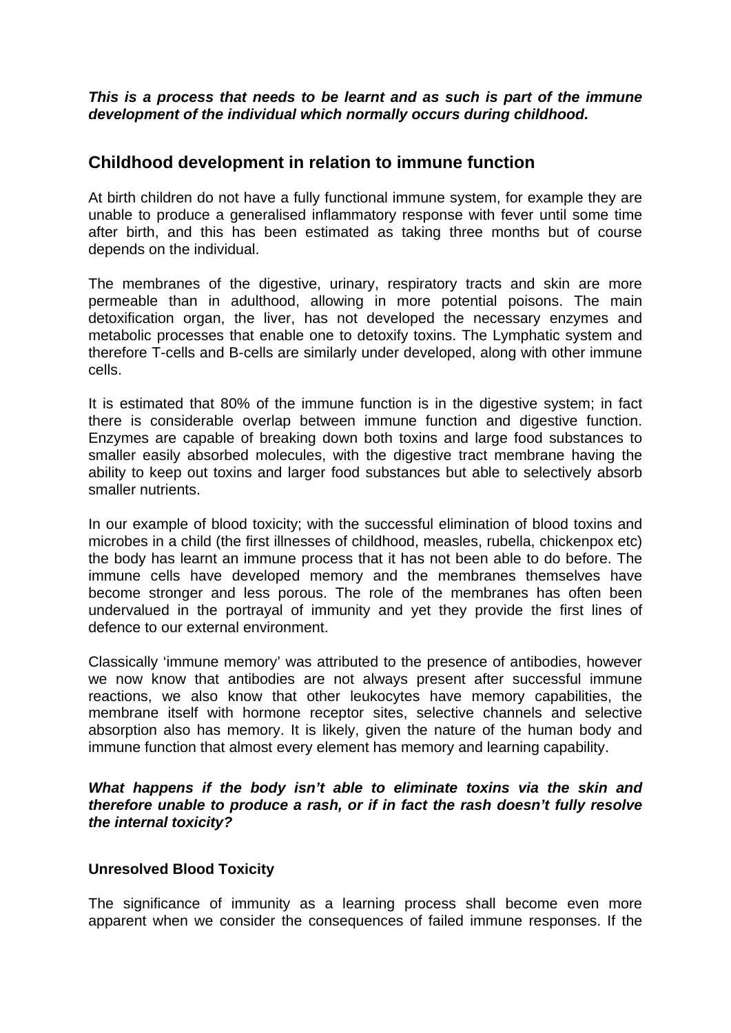***This is a process that needs to be learnt and as such is part of the immune development of the individual which normally occurs during childhood.***

## Childhood development in relation to immune function

At birth children do not have a fully functional immune system, for example they are unable to produce a generalised inflammatory response with fever until some time after birth, and this has been estimated as taking three months but of course depends on the individual.

The membranes of the digestive, urinary, respiratory tracts and skin are more permeable than in adulthood, allowing in more potential poisons. The main detoxification organ, the liver, has not developed the necessary enzymes and metabolic processes that enable one to detoxify toxins. The Lymphatic system and therefore T-cells and B-cells are similarly under developed, along with other immune cells.

It is estimated that 80% of the immune function is in the digestive system; in fact there is considerable overlap between immune function and digestive function. Enzymes are capable of breaking down both toxins and large food substances to smaller easily absorbed molecules, with the digestive tract membrane having the ability to keep out toxins and larger food substances but able to selectively absorb smaller nutrients.

In our example of blood toxicity; with the successful elimination of blood toxins and microbes in a child (the first illnesses of childhood, measles, rubella, chickenpox etc) the body has learnt an immune process that it has not been able to do before. The immune cells have developed memory and the membranes themselves have become stronger and less porous. The role of the membranes has often been undervalued in the portrayal of immunity and yet they provide the first lines of defence to our external environment.

Classically 'immune memory' was attributed to the presence of antibodies, however we now know that antibodies are not always present after successful immune reactions, we also know that other leukocytes have memory capabilities, the membrane itself with hormone receptor sites, selective channels and selective absorption also has memory. It is likely, given the nature of the human body and immune function that almost every element has memory and learning capability.

***What happens if the body isn't able to eliminate toxins via the skin and therefore unable to produce a rash, or if in fact the rash doesn't fully resolve the internal toxicity?***

### Unresolved Blood Toxicity

The significance of immunity as a learning process shall become even more apparent when we consider the consequences of failed immune responses. If the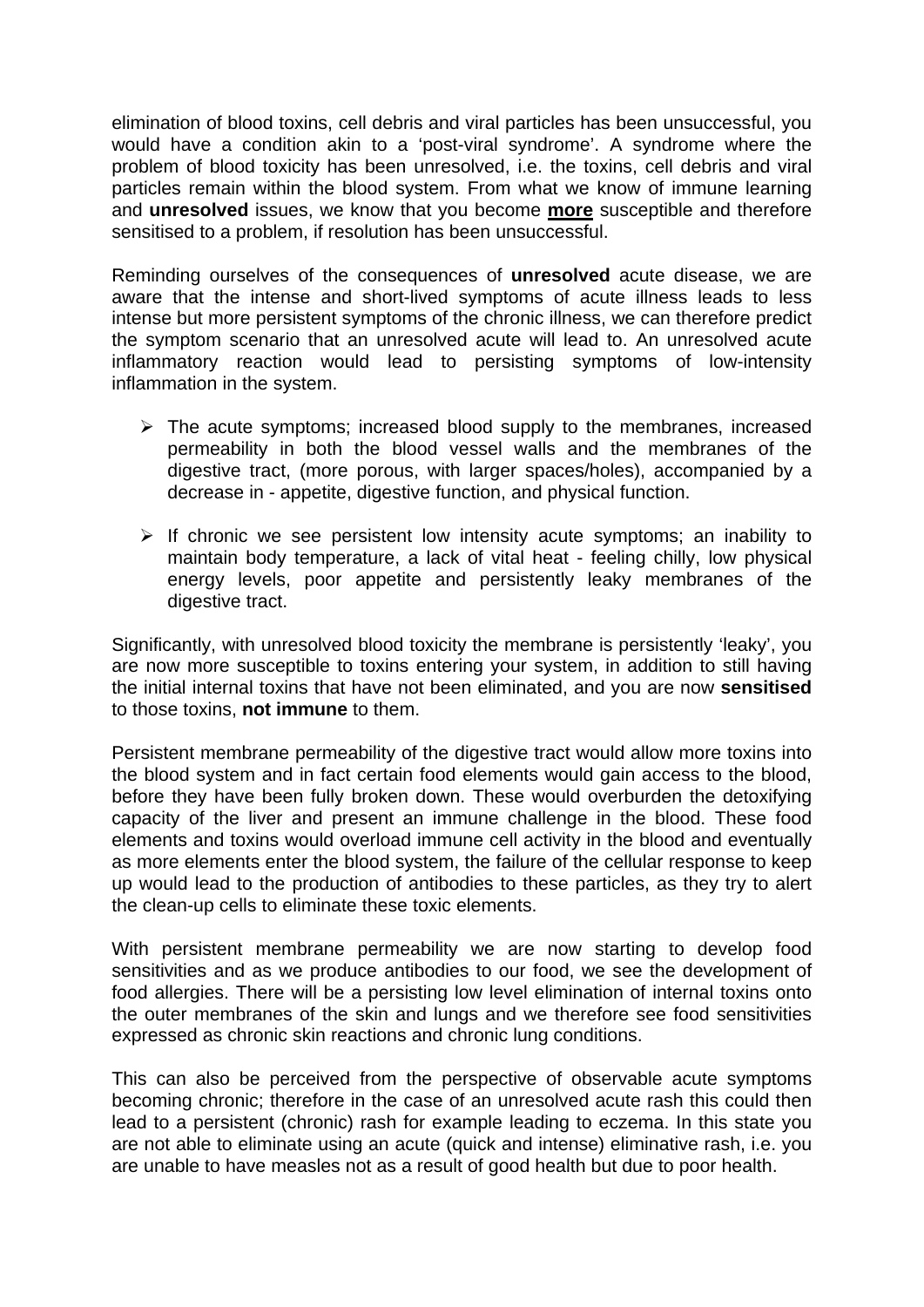elimination of blood toxins, cell debris and viral particles has been unsuccessful, you would have a condition akin to a 'post-viral syndrome'. A syndrome where the problem of blood toxicity has been unresolved, i.e. the toxins, cell debris and viral particles remain within the blood system. From what we know of immune learning and **unresolved** issues, we know that you become **<u>more</u>** susceptible and therefore sensitised to a problem, if resolution has been unsuccessful.

Reminding ourselves of the consequences of **unresolved** acute disease, we are aware that the intense and short-lived symptoms of acute illness leads to less intense but more persistent symptoms of the chronic illness, we can therefore predict the symptom scenario that an unresolved acute will lead to. An unresolved acute inflammatory reaction would lead to persisting symptoms of low-intensity inflammation in the system.

- The acute symptoms; increased blood supply to the membranes, increased permeability in both the blood vessel walls and the membranes of the digestive tract, (more porous, with larger spaces/holes), accompanied by a decrease in - appetite, digestive function, and physical function.

- If chronic we see persistent low intensity acute symptoms; an inability to maintain body temperature, a lack of vital heat - feeling chilly, low physical energy levels, poor appetite and persistently leaky membranes of the digestive tract.

Significantly, with unresolved blood toxicity the membrane is persistently 'leaky', you are now more susceptible to toxins entering your system, in addition to still having the initial internal toxins that have not been eliminated, and you are now **sensitised** to those toxins, **not immune** to them.

Persistent membrane permeability of the digestive tract would allow more toxins into the blood system and in fact certain food elements would gain access to the blood, before they have been fully broken down. These would overburden the detoxifying capacity of the liver and present an immune challenge in the blood. These food elements and toxins would overload immune cell activity in the blood and eventually as more elements enter the blood system, the failure of the cellular response to keep up would lead to the production of antibodies to these particles, as they try to alert the clean-up cells to eliminate these toxic elements.

With persistent membrane permeability we are now starting to develop food sensitivities and as we produce antibodies to our food, we see the development of food allergies. There will be a persisting low level elimination of internal toxins onto the outer membranes of the skin and lungs and we therefore see food sensitivities expressed as chronic skin reactions and chronic lung conditions.

This can also be perceived from the perspective of observable acute symptoms becoming chronic; therefore in the case of an unresolved acute rash this could then lead to a persistent (chronic) rash for example leading to eczema. In this state you are not able to eliminate using an acute (quick and intense) eliminative rash, i.e. you are unable to have measles not as a result of good health but due to poor health.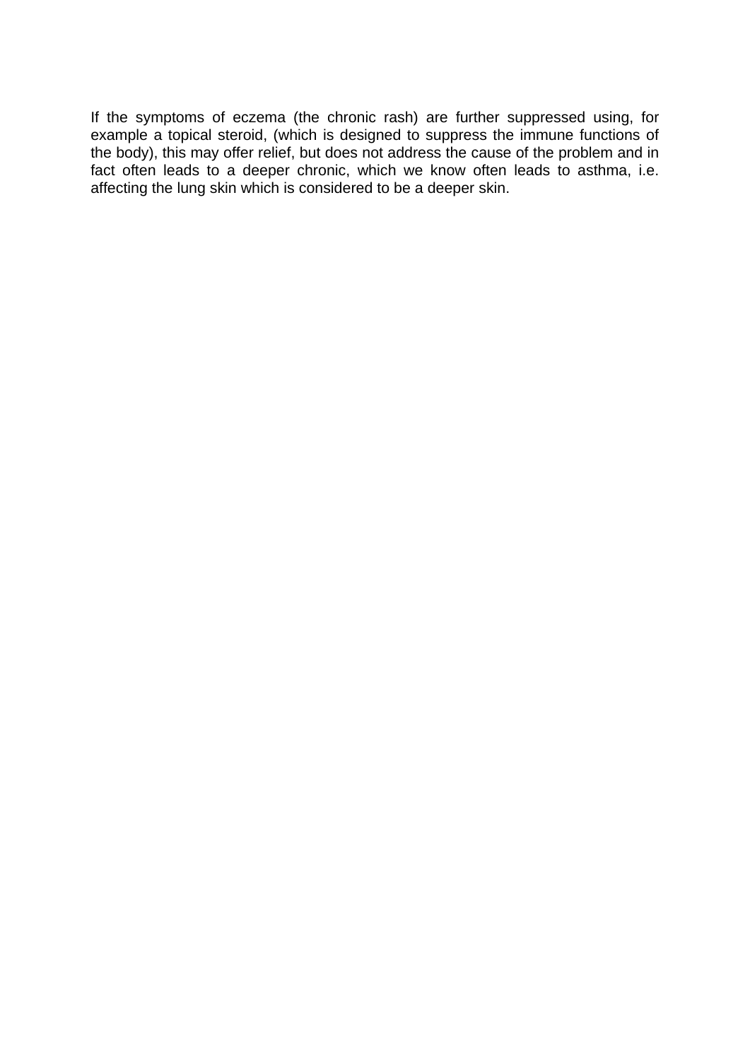If the symptoms of eczema (the chronic rash) are further suppressed using, for example a topical steroid, (which is designed to suppress the immune functions of the body), this may offer relief, but does not address the cause of the problem and in fact often leads to a deeper chronic, which we know often leads to asthma, i.e. affecting the lung skin which is considered to be a deeper skin.